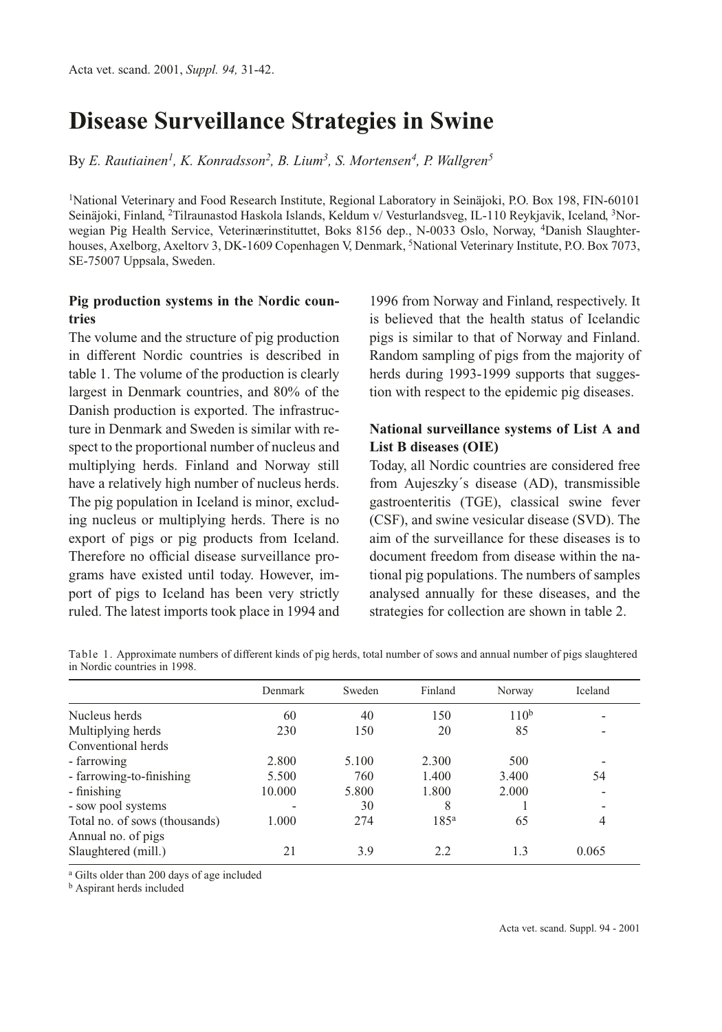# Disease Surveillance Strategies in Swine

By *E. Rautiainen[1], K. Konradsson[2], B. Lium[3], S. Mortensen[4], P. Wallgren[5]*

[1]National Veterinary and Food Research Institute, Regional Laboratory in Seinäjoki, P.O. Box 198, FIN-60101 Seinäjoki, Finland, [2]Tilraunastod Haskola Islands, Keldum v/ Vesturlandsveg, IL-110 Reykjavik, Iceland, [3]Norwegian Pig Health Service, Veterinærinstituttet, Boks 8156 dep., N-0033 Oslo, Norway, [4]Danish Slaughterhouses, Axelborg, Axeltorv 3, DK-1609 Copenhagen V, Denmark, [5]National Veterinary Institute, P.O. Box 7073, SE-75007 Uppsala, Sweden.

## Pig production systems in the Nordic countries

The volume and the structure of pig production in different Nordic countries is described in table 1. The volume of the production is clearly largest in Denmark countries, and 80% of the Danish production is exported. The infrastructure in Denmark and Sweden is similar with respect to the proportional number of nucleus and multiplying herds. Finland and Norway still have a relatively high number of nucleus herds. The pig population in Iceland is minor, excluding nucleus or multiplying herds. There is no export of pigs or pig products from Iceland. Therefore no official disease surveillance programs have existed until today. However, import of pigs to Iceland has been very strictly ruled. The latest imports took place in 1994 and 1996 from Norway and Finland, respectively. It is believed that the health status of Icelandic pigs is similar to that of Norway and Finland. Random sampling of pigs from the majority of herds during 1993-1999 supports that suggestion with respect to the epidemic pig diseases.

## National surveillance systems of List A and List B diseases (OIE)

Today, all Nordic countries are considered free from Aujeszky´s disease (AD), transmissible gastroenteritis (TGE), classical swine fever (CSF), and swine vesicular disease (SVD). The aim of the surveillance for these diseases is to document freedom from disease within the national pig populations. The numbers of samples analysed annually for these diseases, and the strategies for collection are shown in table 2.

Table 1. Approximate numbers of different kinds of pig herds, total number of sows and annual number of pigs slaughtered in Nordic countries in 1998.

| | Denmark | Sweden | Finland | Norway | Iceland |
|---|---|---|---|---|---|
| Nucleus herds | 60 | 40 | 150 | 110[b] | - |
| Multiplying herds | 230 | 150 | 20 | 85 | - |
| Conventional herds | | | | | |
| - farrowing | 2.800 | 5.100 | 2.300 | 500 | - |
| - farrowing-to-finishing | 5.500 | 760 | 1.400 | 3.400 | 54 |
| - finishing | 10.000 | 5.800 | 1.800 | 2.000 | - |
| - sow pool systems | - | 30 | 8 | 1 | - |
| Total no. of sows (thousands) | 1.000 | 274 | 185[a] | 65 | 4 |
| Annual no. of pigs Slaughtered (mill.) | 21 | 3.9 | 2.2 | 1.3 | 0.065 |

[a] Gilts older than 200 days of age included

[b] Aspirant herds included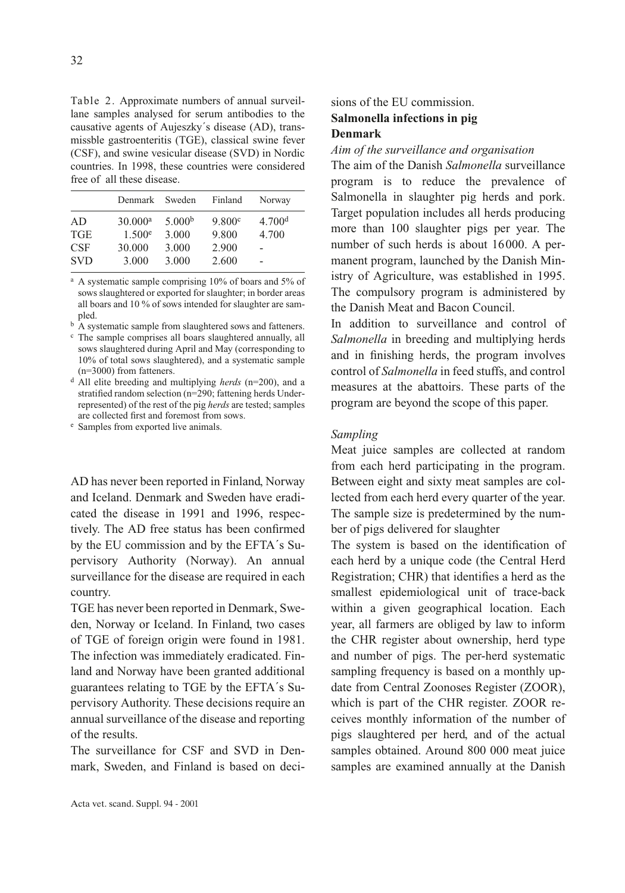Table 2. Approximate numbers of annual surveillane samples analysed for serum antibodies to the causative agents of Aujeszky´s disease (AD), transmissble gastroenteritis (TGE), classical swine fever (CSF), and swine vesicular disease (SVD) in Nordic countries. In 1998, these countries were considered free of all these disease.

| | Denmark | Sweden | Finland | Norway |
|---|---|---|---|---|
| AD | 30.000[a] | 5.000[b] | 9.800[c] | 4.700[d] |
| TGE | 1.500[e] | 3.000 | 9.800 | 4.700 |
| CSF | 30.000 | 3.000 | 2.900 | - |
| SVD | 3.000 | 3.000 | 2.600 | - |

[a] A systematic sample comprising 10% of boars and 5% of sows slaughtered or exported for slaughter; in border areas all boars and 10 % of sows intended for slaughter are sampled.

[b] A systematic sample from slaughtered sows and fatteners.

[c] The sample comprises all boars slaughtered annually, all sows slaughtered during April and May (corresponding to 10% of total sows slaughtered), and a systematic sample (n=3000) from fatteners.

[d] All elite breeding and multiplying *herds* (n=200), and a stratified random selection (n=290; fattening herds Underrepresented) of the rest of the pig *herds* are tested; samples are collected first and foremost from sows.

[e] Samples from exported live animals.

AD has never been reported in Finland, Norway and Iceland. Denmark and Sweden have eradicated the disease in 1991 and 1996, respectively. The AD free status has been confirmed by the EU commission and by the EFTA´s Supervisory Authority (Norway). An annual surveillance for the disease are required in each country.

TGE has never been reported in Denmark, Sweden, Norway or Iceland. In Finland, two cases of TGE of foreign origin were found in 1981. The infection was immediately eradicated. Finland and Norway have been granted additional guarantees relating to TGE by the EFTA´s Supervisory Authority. These decisions require an annual surveillance of the disease and reporting of the results.

The surveillance for CSF and SVD in Denmark, Sweden, and Finland is based on decisions of the EU commission.

## Salmonella infections in pig

### Denmark

*Aim of the surveillance and organisation*

The aim of the Danish *Salmonella* surveillance program is to reduce the prevalence of Salmonella in slaughter pig herds and pork. Target population includes all herds producing more than 100 slaughter pigs per year. The number of such herds is about 16000. A permanent program, launched by the Danish Ministry of Agriculture, was established in 1995. The compulsory program is administered by the Danish Meat and Bacon Council.

In addition to surveillance and control of *Salmonella* in breeding and multiplying herds and in finishing herds, the program involves control of *Salmonella* in feed stuffs, and control measures at the abattoirs. These parts of the program are beyond the scope of this paper.

*Sampling*

Meat juice samples are collected at random from each herd participating in the program. Between eight and sixty meat samples are collected from each herd every quarter of the year. The sample size is predetermined by the number of pigs delivered for slaughter

The system is based on the identification of each herd by a unique code (the Central Herd Registration; CHR) that identifies a herd as the smallest epidemiological unit of trace-back within a given geographical location. Each year, all farmers are obliged by law to inform the CHR register about ownership, herd type and number of pigs. The per-herd systematic sampling frequency is based on a monthly update from Central Zoonoses Register (ZOOR), which is part of the CHR register. ZOOR receives monthly information of the number of pigs slaughtered per herd, and of the actual samples obtained. Around 800 000 meat juice samples are examined annually at the Danish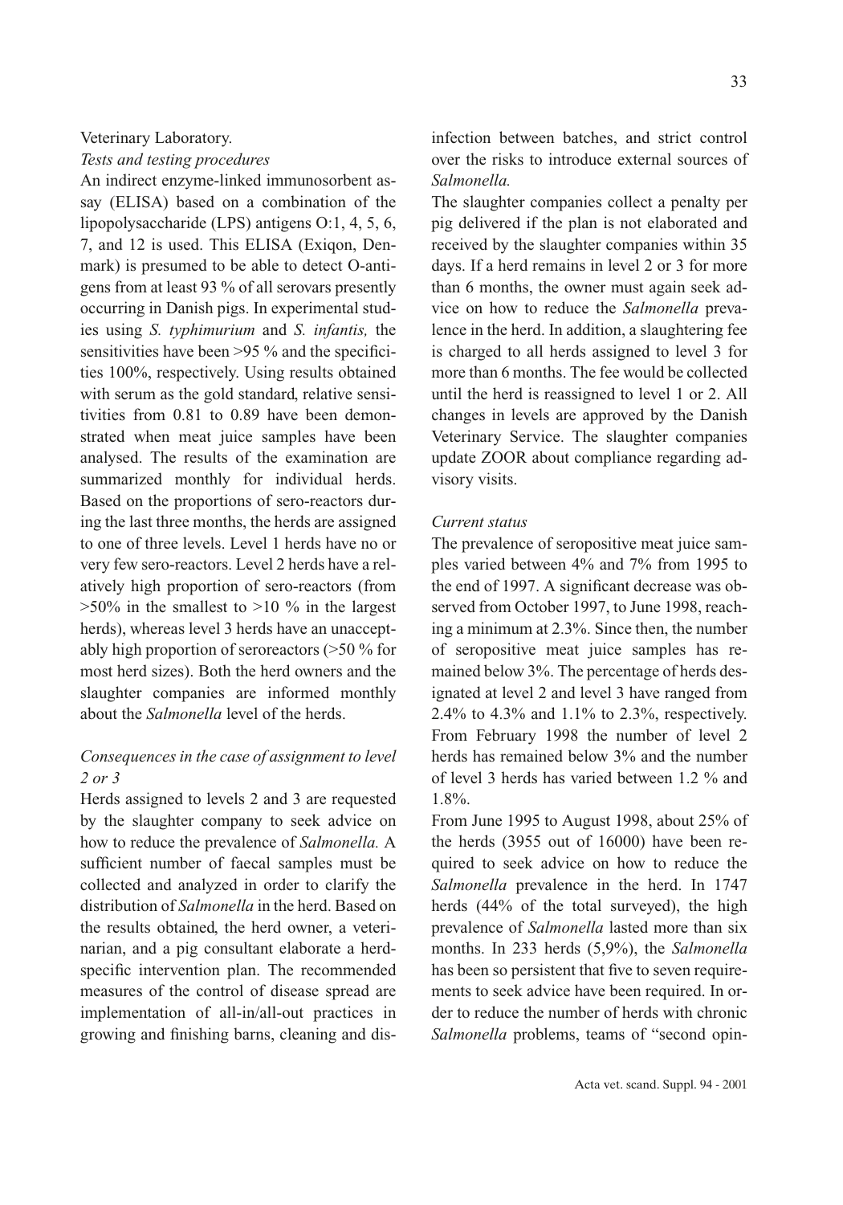Veterinary Laboratory.

*Tests and testing procedures*

An indirect enzyme-linked immunosorbent assay (ELISA) based on a combination of the lipopolysaccharide (LPS) antigens O:1, 4, 5, 6, 7, and 12 is used. This ELISA (Exiqon, Denmark) is presumed to be able to detect O-antigens from at least 93 % of all serovars presently occurring in Danish pigs. In experimental studies using *S. typhimurium* and *S. infantis,* the sensitivities have been >95 % and the specificities 100%, respectively. Using results obtained with serum as the gold standard, relative sensitivities from 0.81 to 0.89 have been demonstrated when meat juice samples have been analysed. The results of the examination are summarized monthly for individual herds. Based on the proportions of sero-reactors during the last three months, the herds are assigned to one of three levels. Level 1 herds have no or very few sero-reactors. Level 2 herds have a relatively high proportion of sero-reactors (from >50% in the smallest to >10 % in the largest herds), whereas level 3 herds have an unacceptably high proportion of seroreactors (>50 % for most herd sizes). Both the herd owners and the slaughter companies are informed monthly about the *Salmonella* level of the herds.

*Consequences in the case of assignment to level 2 or 3*

Herds assigned to levels 2 and 3 are requested by the slaughter company to seek advice on how to reduce the prevalence of *Salmonella.* A sufficient number of faecal samples must be collected and analyzed in order to clarify the distribution of *Salmonella* in the herd. Based on the results obtained, the herd owner, a veterinarian, and a pig consultant elaborate a herd-specific intervention plan. The recommended measures of the control of disease spread are implementation of all-in/all-out practices in growing and finishing barns, cleaning and disinfection between batches, and strict control over the risks to introduce external sources of *Salmonella.*

The slaughter companies collect a penalty per pig delivered if the plan is not elaborated and received by the slaughter companies within 35 days. If a herd remains in level 2 or 3 for more than 6 months, the owner must again seek advice on how to reduce the *Salmonella* prevalence in the herd. In addition, a slaughtering fee is charged to all herds assigned to level 3 for more than 6 months. The fee would be collected until the herd is reassigned to level 1 or 2. All changes in levels are approved by the Danish Veterinary Service. The slaughter companies update ZOOR about compliance regarding advisory visits.

*Current status*

The prevalence of seropositive meat juice samples varied between 4% and 7% from 1995 to the end of 1997. A significant decrease was observed from October 1997, to June 1998, reaching a minimum at 2.3%. Since then, the number of seropositive meat juice samples has remained below 3%. The percentage of herds designated at level 2 and level 3 have ranged from 2.4% to 4.3% and 1.1% to 2.3%, respectively. From February 1998 the number of level 2 herds has remained below 3% and the number of level 3 herds has varied between 1.2 % and 1.8%.

From June 1995 to August 1998, about 25% of the herds (3955 out of 16000) have been required to seek advice on how to reduce the *Salmonella* prevalence in the herd. In 1747 herds (44% of the total surveyed), the high prevalence of *Salmonella* lasted more than six months. In 233 herds (5,9%), the *Salmonella* has been so persistent that five to seven requirements to seek advice have been required. In order to reduce the number of herds with chronic *Salmonella* problems, teams of "second opin-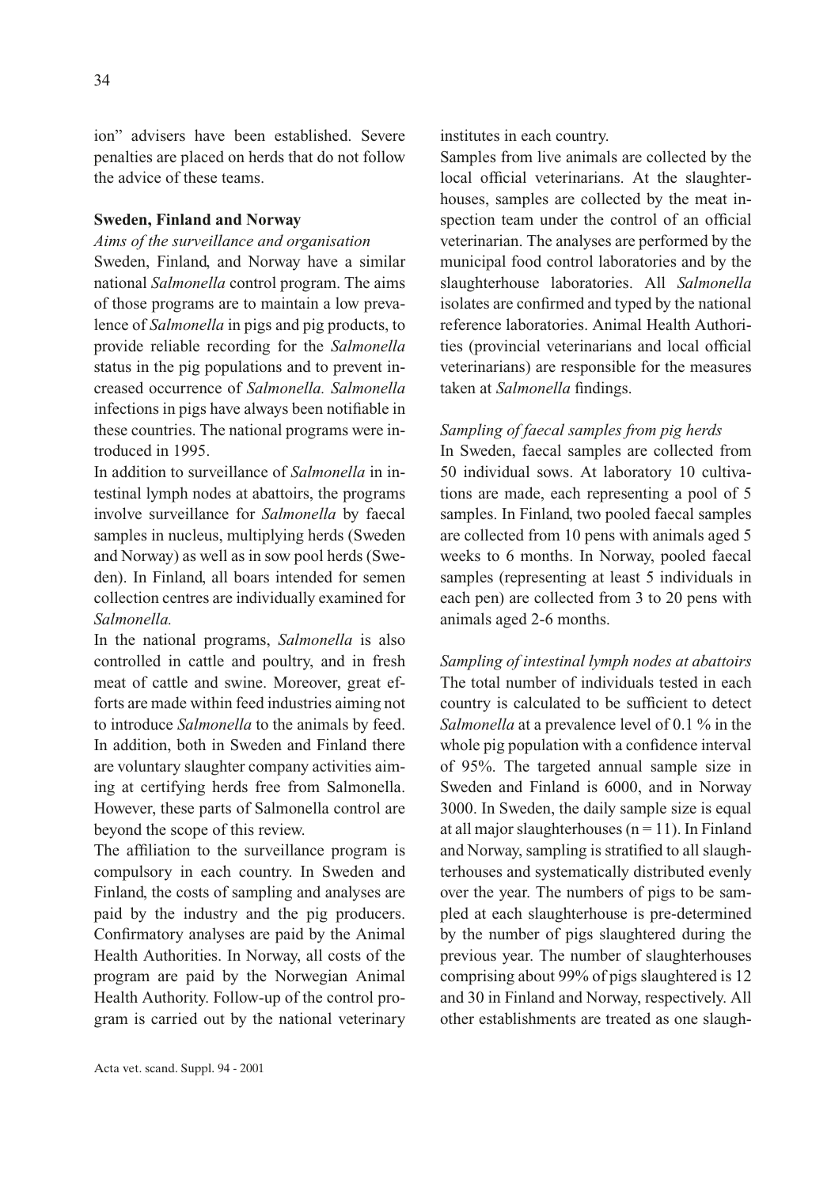ion" advisers have been established. Severe penalties are placed on herds that do not follow the advice of these teams.

## Sweden, Finland and Norway

*Aims of the surveillance and organisation*

Sweden, Finland, and Norway have a similar national *Salmonella* control program. The aims of those programs are to maintain a low prevalence of *Salmonella* in pigs and pig products, to provide reliable recording for the *Salmonella* status in the pig populations and to prevent increased occurrence of *Salmonella. Salmonella* infections in pigs have always been notifiable in these countries. The national programs were introduced in 1995.

In addition to surveillance of *Salmonella* in intestinal lymph nodes at abattoirs, the programs involve surveillance for *Salmonella* by faecal samples in nucleus, multiplying herds (Sweden and Norway) as well as in sow pool herds (Sweden). In Finland, all boars intended for semen collection centres are individually examined for *Salmonella.*

In the national programs, *Salmonella* is also controlled in cattle and poultry, and in fresh meat of cattle and swine. Moreover, great efforts are made within feed industries aiming not to introduce *Salmonella* to the animals by feed. In addition, both in Sweden and Finland there are voluntary slaughter company activities aiming at certifying herds free from Salmonella. However, these parts of Salmonella control are beyond the scope of this review.

The affiliation to the surveillance program is compulsory in each country. In Sweden and Finland, the costs of sampling and analyses are paid by the industry and the pig producers. Confirmatory analyses are paid by the Animal Health Authorities. In Norway, all costs of the program are paid by the Norwegian Animal Health Authority. Follow-up of the control program is carried out by the national veterinary institutes in each country.

Samples from live animals are collected by the local official veterinarians. At the slaughterhouses, samples are collected by the meat inspection team under the control of an official veterinarian. The analyses are performed by the municipal food control laboratories and by the slaughterhouse laboratories. All *Salmonella* isolates are confirmed and typed by the national reference laboratories. Animal Health Authorities (provincial veterinarians and local official veterinarians) are responsible for the measures taken at *Salmonella* findings.

*Sampling of faecal samples from pig herds*

In Sweden, faecal samples are collected from 50 individual sows. At laboratory 10 cultivations are made, each representing a pool of 5 samples. In Finland, two pooled faecal samples are collected from 10 pens with animals aged 5 weeks to 6 months. In Norway, pooled faecal samples (representing at least 5 individuals in each pen) are collected from 3 to 20 pens with animals aged 2-6 months.

*Sampling of intestinal lymph nodes at abattoirs*

The total number of individuals tested in each country is calculated to be sufficient to detect *Salmonella* at a prevalence level of 0.1 % in the whole pig population with a confidence interval of 95%. The targeted annual sample size in Sweden and Finland is 6000, and in Norway 3000. In Sweden, the daily sample size is equal at all major slaughterhouses ($n = 11$). In Finland and Norway, sampling is stratified to all slaughterhouses and systematically distributed evenly over the year. The numbers of pigs to be sampled at each slaughterhouse is pre-determined by the number of pigs slaughtered during the previous year. The number of slaughterhouses comprising about 99% of pigs slaughtered is 12 and 30 in Finland and Norway, respectively. All other establishments are treated as one slaugh-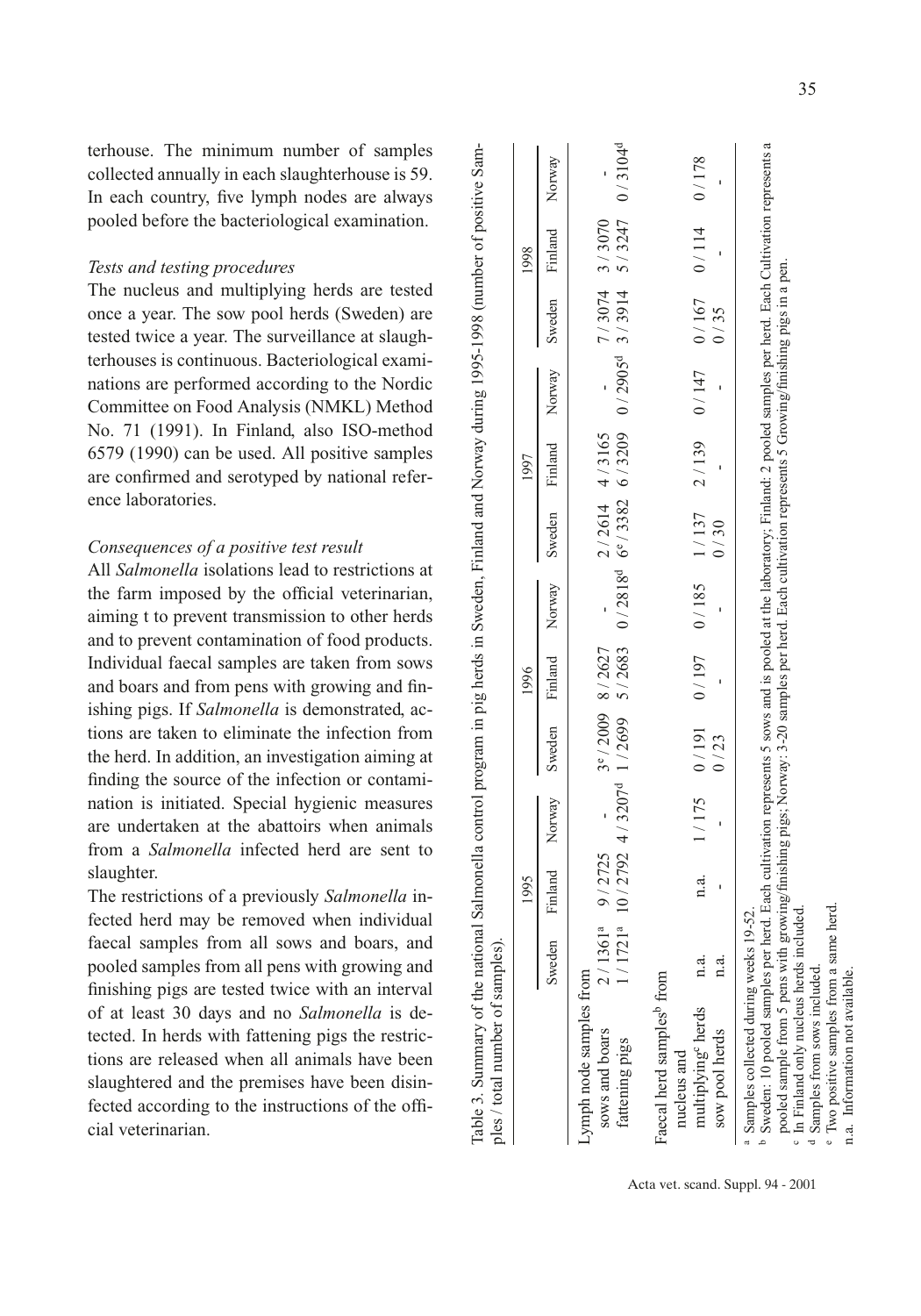terhouse. The minimum number of samples collected annually in each slaughterhouse is 59. In each country, five lymph nodes are always pooled before the bacteriological examination.

*Tests and testing procedures*

The nucleus and multiplying herds are tested once a year. The sow pool herds (Sweden) are tested twice a year. The surveillance at slaughterhouses is continuous. Bacteriological examinations are performed according to the Nordic Committee on Food Analysis (NMKL) Method No. 71 (1991). In Finland, also ISO-method 6579 (1990) can be used. All positive samples are confirmed and serotyped by national reference laboratories.

*Consequences of a positive test result*

All *Salmonella* isolations lead to restrictions at the farm imposed by the official veterinarian, aiming t to prevent transmission to other herds and to prevent contamination of food products. Individual faecal samples are taken from sows and boars and from pens with growing and finishing pigs. If *Salmonella* is demonstrated, actions are taken to eliminate the infection from the herd. In addition, an investigation aiming at finding the source of the infection or contamination is initiated. Special hygienic measures are undertaken at the abattoirs when animals from a *Salmonella* infected herd are sent to slaughter.

The restrictions of a previously *Salmonella* infected herd may be removed when individual faecal samples from all sows and boars, and pooled samples from all pens with growing and finishing pigs are tested twice with an interval of at least 30 days and no *Salmonella* is detected. In herds with fattening pigs the restrictions are released when all animals have been slaughtered and the premises have been disinfected according to the instructions of the official veterinarian.

Table 3. Summary of the national Salmonella control program in pig herds in Sweden, Finland and Norway during 1995-1998 (number of positive samples / total number of samples).

| | 1995 | | | 1996 | | | 1997 | | | 1998 | | |
|---|---|---|---|---|---|---|---|---|---|---|---|---|
| | Sweden | Finland | Norway | Sweden | Finland | Norway | Sweden | Finland | Norway | Sweden | Finland | Norway |
| Lymph node samples from | | | | | | | | | | | | |
| sows and boars | 2 / 1361[a] | 9 / 2725 | - | 3[e] / 2009 | 8 / 2627 | - | 2 / 2614 | 4 / 3165 | - | 7 / 3074 | 3 / 3070 | - |
| fattening pigs | 1 / 1721[a] | 10 / 2792 | 4 / 3207[d] | 1 / 2699 | 5 / 2683 | 0 / 2818[d] | 6[e] / 3382 | 6 / 3209 | 0 / 2905[d] | 3 / 3914 | 5 / 3247 | 0 / 3104[d] |
| Faecal herd samples[b] from | | | | | | | | | | | | |
| nucleus and multiplying[c] herds | n.a. | n.a. | 1 / 175 | 0 / 191 | 0 / 197 | 0 / 185 | 1 / 137 | 2 / 139 | 0 / 147 | 0 / 167 | 0 / 114 | 0 / 178 |
| sow pool herds | n.a. | - | - | 0 / 23 | - | - | 0 / 30 | - | - | 0 / 35 | - | - |

[a] Samples collected during weeks 19-52.
[b] Sweden: 10 pooled samples per herd. Each cultivation represents 5 sows and is pooled at the laboratory; Finland: 2 pooled samples per herd. Each Cultivation represents a pooled sample from 5 pens with growing/finishing pigs; Norway: 3-20 samples per herd. Each cultivation represents 5 Growing/finishing pigs in a pen.
[c] In Finland only nucleus herds included.
[d] Samples from sows included.
[e] Two positive samples from a same herd.
n.a. Information not available.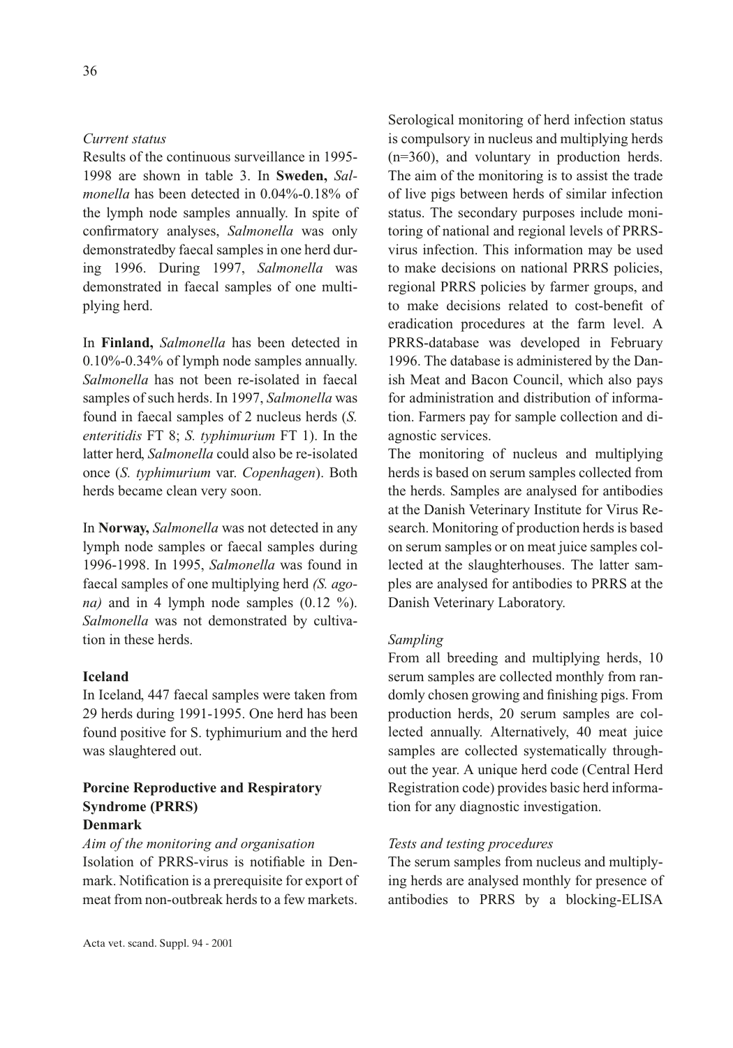*Current status*

Results of the continuous surveillance in 1995-1998 are shown in table 3. In **Sweden,** *Salmonella* has been detected in 0.04%-0.18% of the lymph node samples annually. In spite of confirmatory analyses, *Salmonella* was only demonstratedby faecal samples in one herd during 1996. During 1997, *Salmonella* was demonstrated in faecal samples of one multiplying herd.

In **Finland,** *Salmonella* has been detected in 0.10%-0.34% of lymph node samples annually. *Salmonella* has not been re-isolated in faecal samples of such herds. In 1997, *Salmonella* was found in faecal samples of 2 nucleus herds (*S. enteritidis* FT 8; *S. typhimurium* FT 1). In the latter herd, *Salmonella* could also be re-isolated once (*S. typhimurium* var. *Copenhagen*). Both herds became clean very soon.

In **Norway,** *Salmonella* was not detected in any lymph node samples or faecal samples during 1996-1998. In 1995, *Salmonella* was found in faecal samples of one multiplying herd *(S. agona)* and in 4 lymph node samples (0.12 %). *Salmonella* was not demonstrated by cultivation in these herds.

### Iceland

In Iceland, 447 faecal samples were taken from 29 herds during 1991-1995. One herd has been found positive for S. typhimurium and the herd was slaughtered out.

## Porcine Reproductive and Respiratory Syndrome (PRRS)

### Denmark

*Aim of the monitoring and organisation*

Isolation of PRRS-virus is notifiable in Denmark. Notification is a prerequisite for export of meat from non-outbreak herds to a few markets.

Serological monitoring of herd infection status is compulsory in nucleus and multiplying herds (n=360), and voluntary in production herds. The aim of the monitoring is to assist the trade of live pigs between herds of similar infection status. The secondary purposes include monitoring of national and regional levels of PRRS-virus infection. This information may be used to make decisions on national PRRS policies, regional PRRS policies by farmer groups, and to make decisions related to cost-benefit of eradication procedures at the farm level. A PRRS-database was developed in February 1996. The database is administered by the Danish Meat and Bacon Council, which also pays for administration and distribution of information. Farmers pay for sample collection and diagnostic services.

The monitoring of nucleus and multiplying herds is based on serum samples collected from the herds. Samples are analysed for antibodies at the Danish Veterinary Institute for Virus Research. Monitoring of production herds is based on serum samples or on meat juice samples collected at the slaughterhouses. The latter samples are analysed for antibodies to PRRS at the Danish Veterinary Laboratory.

*Sampling*

From all breeding and multiplying herds, 10 serum samples are collected monthly from randomly chosen growing and finishing pigs. From production herds, 20 serum samples are collected annually. Alternatively, 40 meat juice samples are collected systematically throughout the year. A unique herd code (Central Herd Registration code) provides basic herd information for any diagnostic investigation.

*Tests and testing procedures*

The serum samples from nucleus and multiplying herds are analysed monthly for presence of antibodies to PRRS by a blocking-ELISA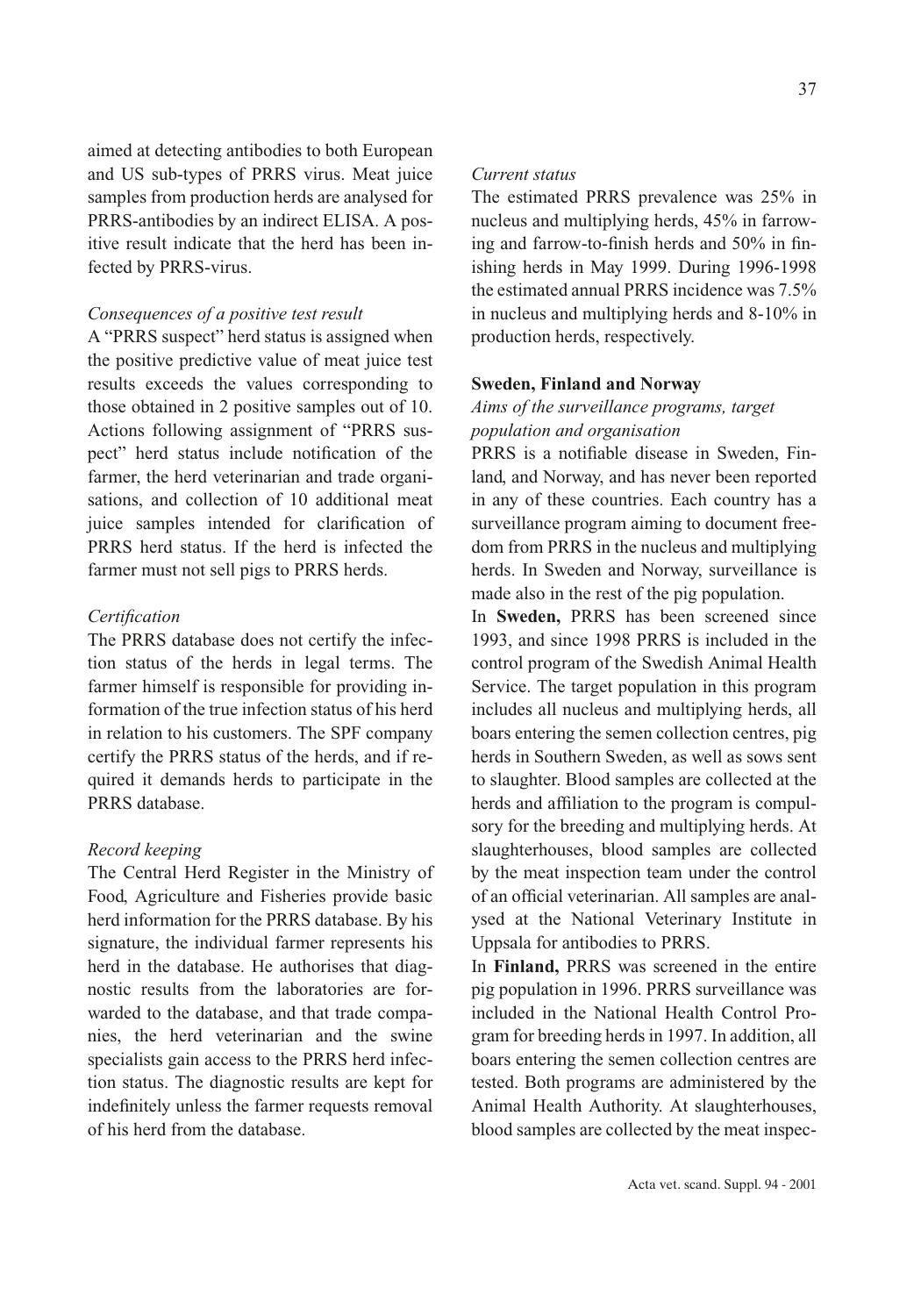aimed at detecting antibodies to both European and US sub-types of PRRS virus. Meat juice samples from production herds are analysed for PRRS-antibodies by an indirect ELISA. A positive result indicate that the herd has been infected by PRRS-virus.

*Consequences of a positive test result*

A "PRRS suspect" herd status is assigned when the positive predictive value of meat juice test results exceeds the values corresponding to those obtained in 2 positive samples out of 10. Actions following assignment of "PRRS suspect" herd status include notification of the farmer, the herd veterinarian and trade organisations, and collection of 10 additional meat juice samples intended for clarification of PRRS herd status. If the herd is infected the farmer must not sell pigs to PRRS herds.

*Certification*

The PRRS database does not certify the infection status of the herds in legal terms. The farmer himself is responsible for providing information of the true infection status of his herd in relation to his customers. The SPF company certify the PRRS status of the herds, and if required it demands herds to participate in the PRRS database.

*Record keeping*

The Central Herd Register in the Ministry of Food, Agriculture and Fisheries provide basic herd information for the PRRS database. By his signature, the individual farmer represents his herd in the database. He authorises that diagnostic results from the laboratories are forwarded to the database, and that trade companies, the herd veterinarian and the swine specialists gain access to the PRRS herd infection status. The diagnostic results are kept for indefinitely unless the farmer requests removal of his herd from the database.

*Current status*

The estimated PRRS prevalence was 25% in nucleus and multiplying herds, 45% in farrowing and farrow-to-finish herds and 50% in finishing herds in May 1999. During 1996-1998 the estimated annual PRRS incidence was 7.5% in nucleus and multiplying herds and 8-10% in production herds, respectively.

**Sweden, Finland and Norway**

*Aims of the surveillance programs, target population and organisation*

PRRS is a notifiable disease in Sweden, Finland, and Norway, and has never been reported in any of these countries. Each country has a surveillance program aiming to document freedom from PRRS in the nucleus and multiplying herds. In Sweden and Norway, surveillance is made also in the rest of the pig population.

In **Sweden,** PRRS has been screened since 1993, and since 1998 PRRS is included in the control program of the Swedish Animal Health Service. The target population in this program includes all nucleus and multiplying herds, all boars entering the semen collection centres, pig herds in Southern Sweden, as well as sows sent to slaughter. Blood samples are collected at the herds and affiliation to the program is compulsory for the breeding and multiplying herds. At slaughterhouses, blood samples are collected by the meat inspection team under the control of an official veterinarian. All samples are analysed at the National Veterinary Institute in Uppsala for antibodies to PRRS.

In **Finland,** PRRS was screened in the entire pig population in 1996. PRRS surveillance was included in the National Health Control Program for breeding herds in 1997. In addition, all boars entering the semen collection centres are tested. Both programs are administered by the Animal Health Authority. At slaughterhouses, blood samples are collected by the meat inspec-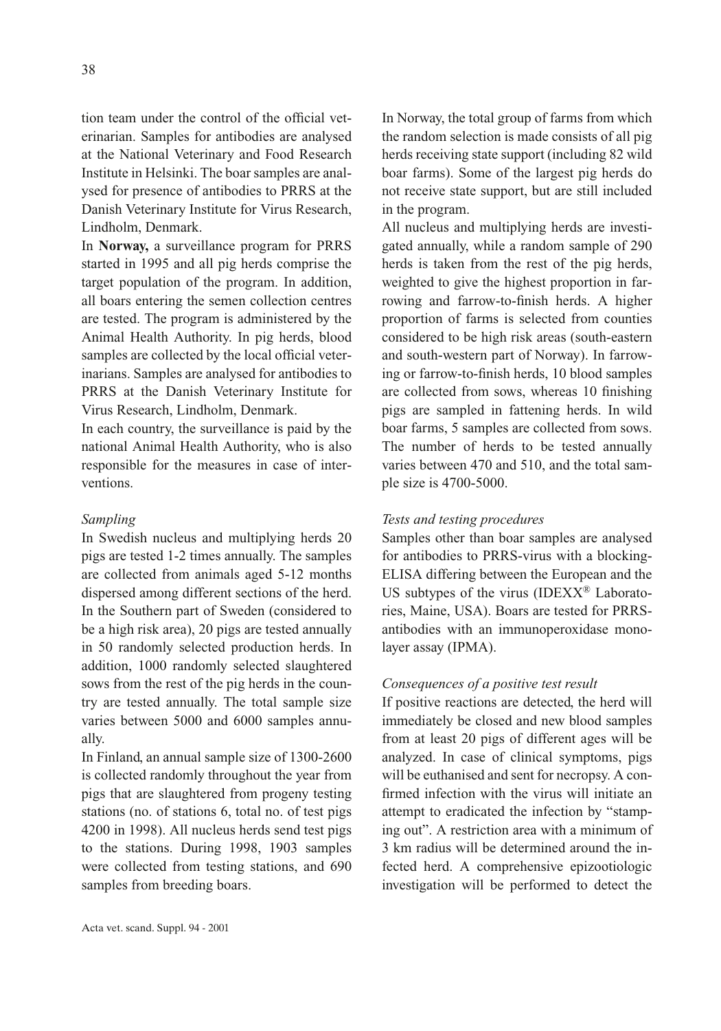tion team under the control of the official veterinarian. Samples for antibodies are analysed at the National Veterinary and Food Research Institute in Helsinki. The boar samples are analysed for presence of antibodies to PRRS at the Danish Veterinary Institute for Virus Research, Lindholm, Denmark.

In **Norway,** a surveillance program for PRRS started in 1995 and all pig herds comprise the target population of the program. In addition, all boars entering the semen collection centres are tested. The program is administered by the Animal Health Authority. In pig herds, blood samples are collected by the local official veterinarians. Samples are analysed for antibodies to PRRS at the Danish Veterinary Institute for Virus Research, Lindholm, Denmark.

In each country, the surveillance is paid by the national Animal Health Authority, who is also responsible for the measures in case of interventions.

*Sampling*

In Swedish nucleus and multiplying herds 20 pigs are tested 1-2 times annually. The samples are collected from animals aged 5-12 months dispersed among different sections of the herd. In the Southern part of Sweden (considered to be a high risk area), 20 pigs are tested annually in 50 randomly selected production herds. In addition, 1000 randomly selected slaughtered sows from the rest of the pig herds in the country are tested annually. The total sample size varies between 5000 and 6000 samples annually.

In Finland, an annual sample size of 1300-2600 is collected randomly throughout the year from pigs that are slaughtered from progeny testing stations (no. of stations 6, total no. of test pigs 4200 in 1998). All nucleus herds send test pigs to the stations. During 1998, 1903 samples were collected from testing stations, and 690 samples from breeding boars.

In Norway, the total group of farms from which the random selection is made consists of all pig herds receiving state support (including 82 wild boar farms). Some of the largest pig herds do not receive state support, but are still included in the program.

All nucleus and multiplying herds are investigated annually, while a random sample of 290 herds is taken from the rest of the pig herds, weighted to give the highest proportion in farrowing and farrow-to-finish herds. A higher proportion of farms is selected from counties considered to be high risk areas (south-eastern and south-western part of Norway). In farrowing or farrow-to-finish herds, 10 blood samples are collected from sows, whereas 10 finishing pigs are sampled in fattening herds. In wild boar farms, 5 samples are collected from sows. The number of herds to be tested annually varies between 470 and 510, and the total sample size is 4700-5000.

*Tests and testing procedures*

Samples other than boar samples are analysed for antibodies to PRRS-virus with a blocking-ELISA differing between the European and the US subtypes of the virus (IDEXX® Laboratories, Maine, USA). Boars are tested for PRRS-antibodies with an immunoperoxidase monolayer assay (IPMA).

*Consequences of a positive test result*

If positive reactions are detected, the herd will immediately be closed and new blood samples from at least 20 pigs of different ages will be analyzed. In case of clinical symptoms, pigs will be euthanised and sent for necropsy. A confirmed infection with the virus will initiate an attempt to eradicated the infection by "stamping out". A restriction area with a minimum of 3 km radius will be determined around the infected herd. A comprehensive epizootiologic investigation will be performed to detect the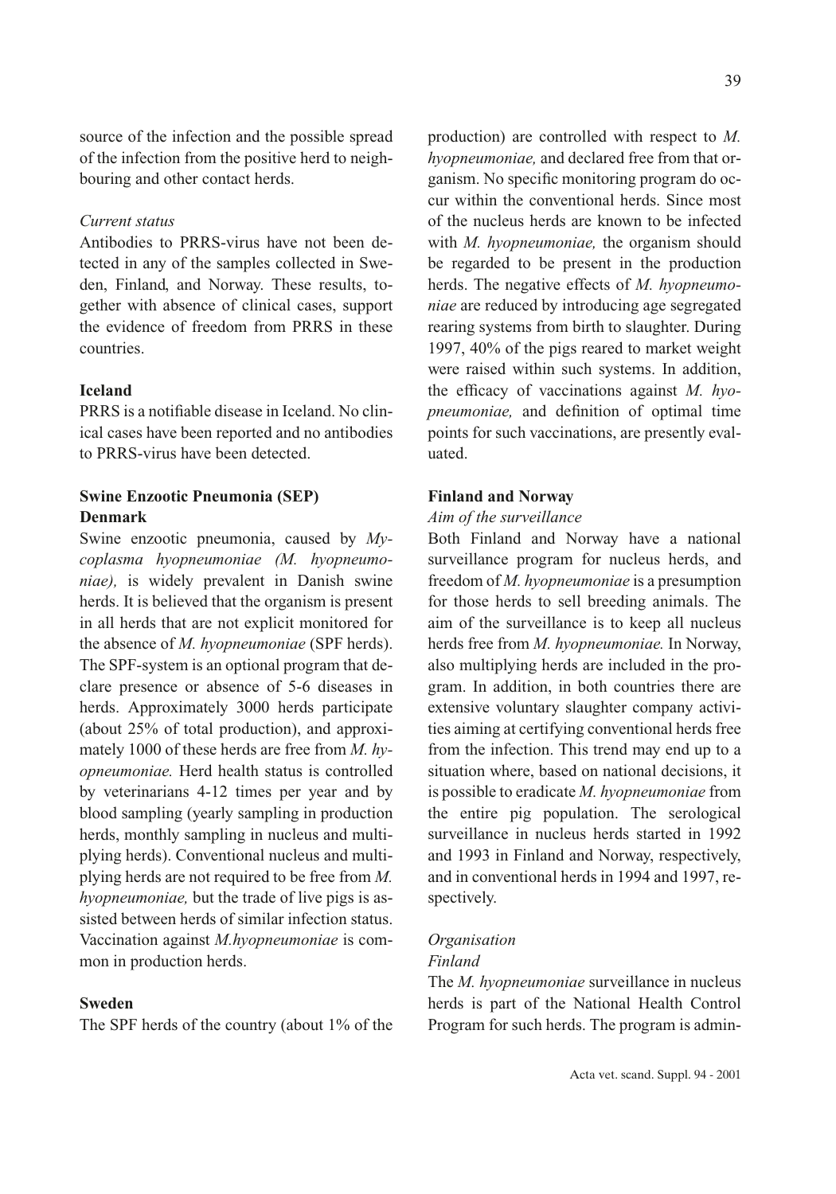source of the infection and the possible spread of the infection from the positive herd to neighbouring and other contact herds.

*Current status*

Antibodies to PRRS-virus have not been detected in any of the samples collected in Sweden, Finland, and Norway. These results, together with absence of clinical cases, support the evidence of freedom from PRRS in these countries.

**Iceland**

PRRS is a notifiable disease in Iceland. No clinical cases have been reported and no antibodies to PRRS-virus have been detected.

**Swine Enzootic Pneumonia (SEP)**

**Denmark**

Swine enzootic pneumonia, caused by *Mycoplasma hyopneumoniae (M. hyopneumoniae),* is widely prevalent in Danish swine herds. It is believed that the organism is present in all herds that are not explicit monitored for the absence of *M. hyopneumoniae* (SPF herds). The SPF-system is an optional program that declare presence or absence of 5-6 diseases in herds. Approximately 3000 herds participate (about 25% of total production), and approximately 1000 of these herds are free from *M. hyopneumoniae.* Herd health status is controlled by veterinarians 4-12 times per year and by blood sampling (yearly sampling in production herds, monthly sampling in nucleus and multiplying herds). Conventional nucleus and multiplying herds are not required to be free from *M. hyopneumoniae,* but the trade of live pigs is assisted between herds of similar infection status. Vaccination against *M.hyopneumoniae* is common in production herds.

**Sweden**

The SPF herds of the country (about 1% of the production) are controlled with respect to *M. hyopneumoniae,* and declared free from that organism. No specific monitoring program do occur within the conventional herds. Since most of the nucleus herds are known to be infected with *M. hyopneumoniae,* the organism should be regarded to be present in the production herds. The negative effects of *M. hyopneumoniae* are reduced by introducing age segregated rearing systems from birth to slaughter. During 1997, 40% of the pigs reared to market weight were raised within such systems. In addition, the efficacy of vaccinations against *M. hyopneumoniae,* and definition of optimal time points for such vaccinations, are presently evaluated.

**Finland and Norway**

*Aim of the surveillance*

Both Finland and Norway have a national surveillance program for nucleus herds, and freedom of *M. hyopneumoniae* is a presumption for those herds to sell breeding animals. The aim of the surveillance is to keep all nucleus herds free from *M. hyopneumoniae.* In Norway, also multiplying herds are included in the program. In addition, in both countries there are extensive voluntary slaughter company activities aiming at certifying conventional herds free from the infection. This trend may end up to a situation where, based on national decisions, it is possible to eradicate *M. hyopneumoniae* from the entire pig population. The serological surveillance in nucleus herds started in 1992 and 1993 in Finland and Norway, respectively, and in conventional herds in 1994 and 1997, respectively.

*Organisation*

*Finland*

The *M. hyopneumoniae* surveillance in nucleus herds is part of the National Health Control Program for such herds. The program is admin-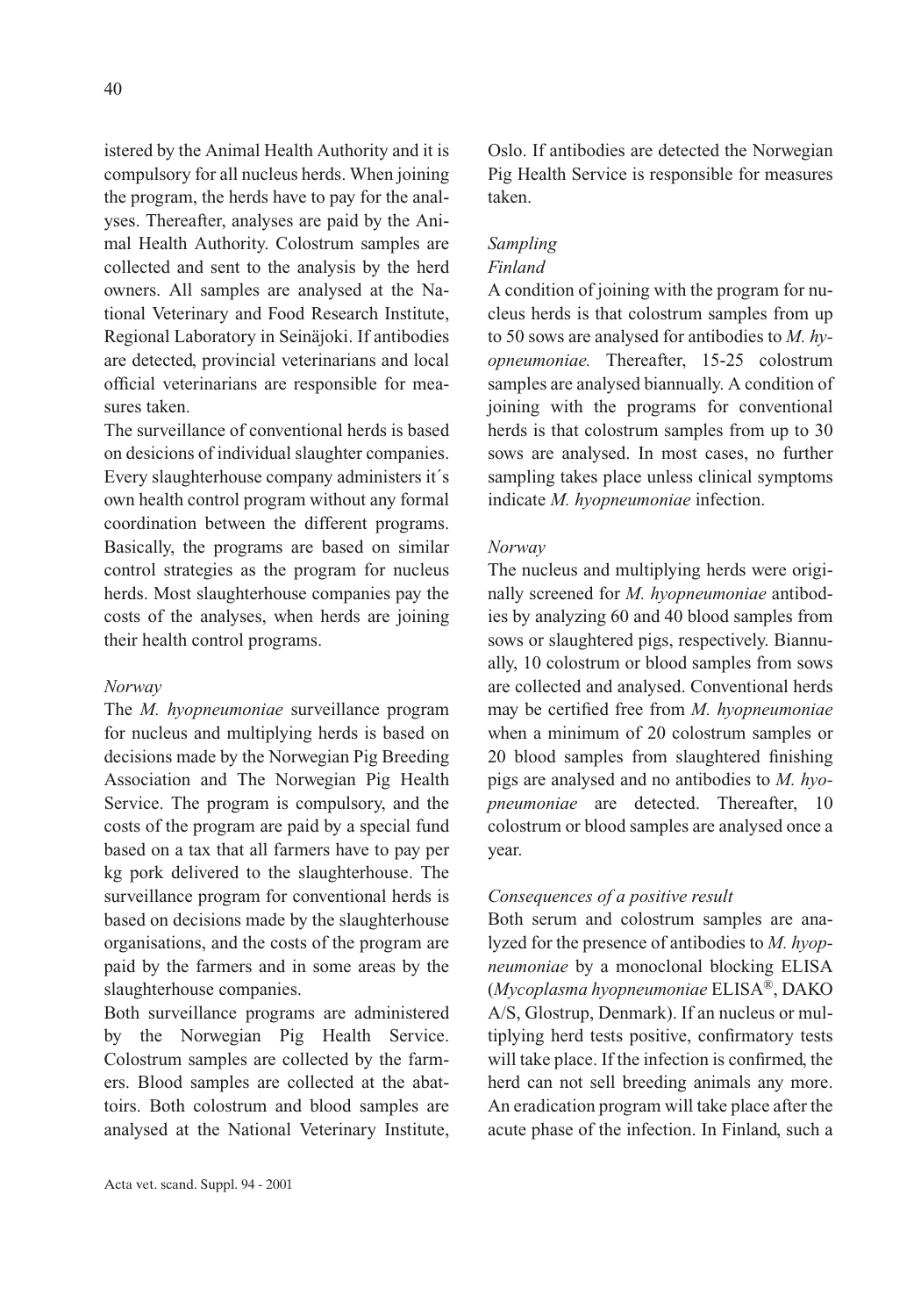istered by the Animal Health Authority and it is compulsory for all nucleus herds. When joining the program, the herds have to pay for the analyses. Thereafter, analyses are paid by the Animal Health Authority. Colostrum samples are collected and sent to the analysis by the herd owners. All samples are analysed at the National Veterinary and Food Research Institute, Regional Laboratory in Seinäjoki. If antibodies are detected, provincial veterinarians and local official veterinarians are responsible for measures taken.

The surveillance of conventional herds is based on desicions of individual slaughter companies. Every slaughterhouse company administers it´s own health control program without any formal coordination between the different programs. Basically, the programs are based on similar control strategies as the program for nucleus herds. Most slaughterhouse companies pay the costs of the analyses, when herds are joining their health control programs.

*Norway*

The *M. hyopneumoniae* surveillance program for nucleus and multiplying herds is based on decisions made by the Norwegian Pig Breeding Association and The Norwegian Pig Health Service. The program is compulsory, and the costs of the program are paid by a special fund based on a tax that all farmers have to pay per kg pork delivered to the slaughterhouse. The surveillance program for conventional herds is based on decisions made by the slaughterhouse organisations, and the costs of the program are paid by the farmers and in some areas by the slaughterhouse companies.

Both surveillance programs are administered by the Norwegian Pig Health Service. Colostrum samples are collected by the farmers. Blood samples are collected at the abattoirs. Both colostrum and blood samples are analysed at the National Veterinary Institute, Oslo. If antibodies are detected the Norwegian Pig Health Service is responsible for measures taken.

*Sampling*

*Finland*

A condition of joining with the program for nucleus herds is that colostrum samples from up to 50 sows are analysed for antibodies to *M. hyopneumoniae.* Thereafter, 15-25 colostrum samples are analysed biannually. A condition of joining with the programs for conventional herds is that colostrum samples from up to 30 sows are analysed. In most cases, no further sampling takes place unless clinical symptoms indicate *M. hyopneumoniae* infection.

*Norway*

The nucleus and multiplying herds were originally screened for *M. hyopneumoniae* antibodies by analyzing 60 and 40 blood samples from sows or slaughtered pigs, respectively. Biannually, 10 colostrum or blood samples from sows are collected and analysed. Conventional herds may be certified free from *M. hyopneumoniae* when a minimum of 20 colostrum samples or 20 blood samples from slaughtered finishing pigs are analysed and no antibodies to *M. hyopneumoniae* are detected. Thereafter, 10 colostrum or blood samples are analysed once a year.

*Consequences of a positive result*

Both serum and colostrum samples are analyzed for the presence of antibodies to *M. hyopneumoniae* by a monoclonal blocking ELISA (*Mycoplasma hyopneumoniae* ELISA®, DAKO A/S, Glostrup, Denmark). If an nucleus or multiplying herd tests positive, confirmatory tests will take place. If the infection is confirmed, the herd can not sell breeding animals any more. An eradication program will take place after the acute phase of the infection. In Finland, such a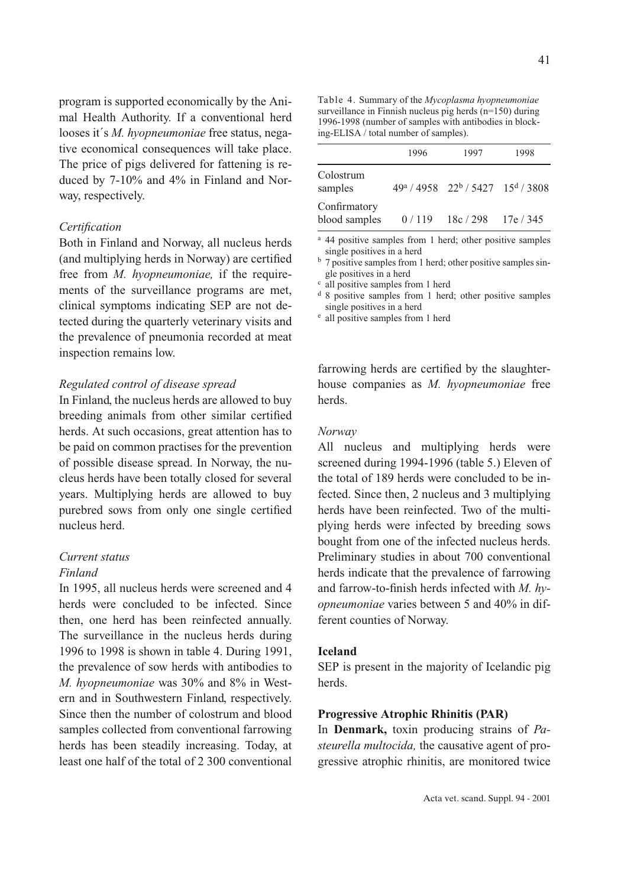program is supported economically by the Animal Health Authority. If a conventional herd looses it´s *M. hyopneumoniae* free status, negative economical consequences will take place. The price of pigs delivered for fattening is reduced by 7-10% and 4% in Finland and Norway, respectively.

*Certification*

Both in Finland and Norway, all nucleus herds (and multiplying herds in Norway) are certified free from *M. hyopneumoniae,* if the requirements of the surveillance programs are met, clinical symptoms indicating SEP are not detected during the quarterly veterinary visits and the prevalence of pneumonia recorded at meat inspection remains low.

*Regulated control of disease spread*

In Finland, the nucleus herds are allowed to buy breeding animals from other similar certified herds. At such occasions, great attention has to be paid on common practises for the prevention of possible disease spread. In Norway, the nucleus herds have been totally closed for several years. Multiplying herds are allowed to buy purebred sows from only one single certified nucleus herd.

*Current status*

*Finland*

In 1995, all nucleus herds were screened and 4 herds were concluded to be infected. Since then, one herd has been reinfected annually. The surveillance in the nucleus herds during 1996 to 1998 is shown in table 4. During 1991, the prevalence of sow herds with antibodies to *M. hyopneumoniae* was 30% and 8% in Western and in Southwestern Finland, respectively. Since then the number of colostrum and blood samples collected from conventional farrowing herds has been steadily increasing. Today, at least one half of the total of 2 300 conventional farrowing herds are certified by the slaughterhouse companies as *M. hyopneumoniae* free herds.

Table 4. Summary of the *Mycoplasma hyopneumoniae* surveillance in Finnish nucleus pig herds (n=150) during 1996-1998 (number of samples with antibodies in blocking-ELISA / total number of samples).

| | 1996 | 1997 | 1998 |
|---|---|---|---|
| Colostrum samples | 49[a] / 4958 | 22[b] / 5427 | 15[d] / 3808 |
| Confirmatory blood samples | 0 / 119 | 18c / 298 | 17e / 345 |

[a] 44 positive samples from 1 herd; other positive samples single positives in a herd
[b] 7 positive samples from 1 herd; other positive samples single positives in a herd
[c] all positive samples from 1 herd
[d] 8 positive samples from 1 herd; other positive samples single positives in a herd
[e] all positive samples from 1 herd

*Norway*

All nucleus and multiplying herds were screened during 1994-1996 (table 5.) Eleven of the total of 189 herds were concluded to be infected. Since then, 2 nucleus and 3 multiplying herds have been reinfected. Two of the multiplying herds were infected by breeding sows bought from one of the infected nucleus herds. Preliminary studies in about 700 conventional herds indicate that the prevalence of farrowing and farrow-to-finish herds infected with *M. hyopneumoniae* varies between 5 and 40% in different counties of Norway.

**Iceland**

SEP is present in the majority of Icelandic pig herds.

**Progressive Atrophic Rhinitis (PAR)**

In **Denmark,** toxin producing strains of *Pasteurella multocida,* the causative agent of progressive atrophic rhinitis, are monitored twice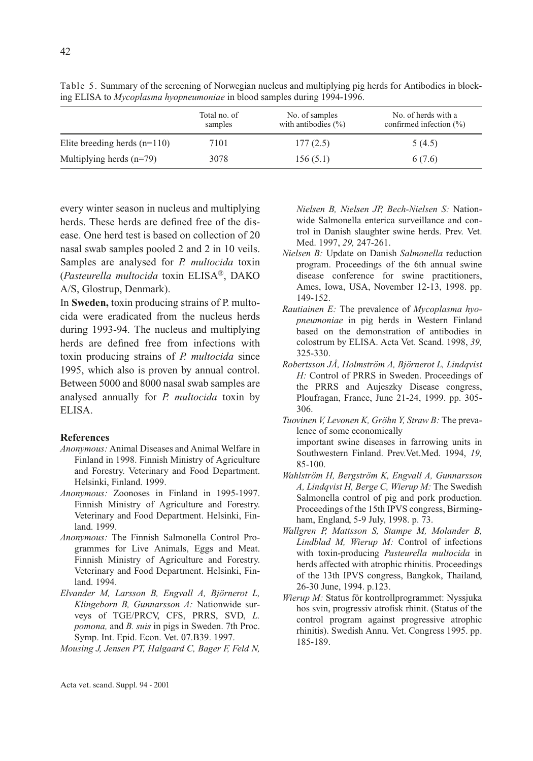Table 5. Summary of the screening of Norwegian nucleus and multiplying pig herds for Antibodies in blocking ELISA to *Mycoplasma hyopneumoniae* in blood samples during 1994-1996.

| | Total no. of samples | No. of samples with antibodies (%) | No. of herds with a confirmed infection (%) |
|---|---|---|---|
| Elite breeding herds (n=110) | 7101 | 177 (2.5) | 5 (4.5) |
| Multiplying herds (n=79) | 3078 | 156 (5.1) | 6 (7.6) |

every winter season in nucleus and multiplying herds. These herds are defined free of the disease. One herd test is based on collection of 20 nasal swab samples pooled 2 and 2 in 10 veils. Samples are analysed for *P. multocida* toxin (*Pasteurella multocida* toxin ELISA®, DAKO A/S, Glostrup, Denmark).

In **Sweden,** toxin producing strains of P. multocida were eradicated from the nucleus herds during 1993-94. The nucleus and multiplying herds are defined free from infections with toxin producing strains of *P. multocida* since 1995, which also is proven by annual control. Between 5000 and 8000 nasal swab samples are analysed annually for *P. multocida* toxin by ELISA.

## References

*Anonymous:* Animal Diseases and Animal Welfare in Finland in 1998. Finnish Ministry of Agriculture and Forestry. Veterinary and Food Department. Helsinki, Finland. 1999.

*Anonymous:* Zoonoses in Finland in 1995-1997. Finnish Ministry of Agriculture and Forestry. Veterinary and Food Department. Helsinki, Finland. 1999.

*Anonymous:* The Finnish Salmonella Control Programmes for Live Animals, Eggs and Meat. Finnish Ministry of Agriculture and Forestry. Veterinary and Food Department. Helsinki, Finland. 1994.

*Elvander M, Larsson B, Engvall A, Björnerot L, Klingeborn B, Gunnarsson A:* Nationwide surveys of TGE/PRCV, CFS, PRRS, SVD, *L. pomona,* and *B. suis* in pigs in Sweden. 7th Proc. Symp. Int. Epid. Econ. Vet. 07.B39. 1997.

*Mousing J, Jensen PT, Halgaard C, Bager F, Feld N, Nielsen B, Nielsen JP, Bech-Nielsen S:* Nationwide Salmonella enterica surveillance and control in Danish slaughter swine herds. Prev. Vet. Med. 1997, *29,* 247-261.

*Nielsen B:* Update on Danish *Salmonella* reduction program. Proceedings of the 6th annual swine disease conference for swine practitioners, Ames, Iowa, USA, November 12-13, 1998. pp. 149-152.

*Rautiainen E:* The prevalence of *Mycoplasma hyopneumoniae* in pig herds in Western Finland based on the demonstration of antibodies in colostrum by ELISA. Acta Vet. Scand. 1998, *39,* 325-330.

*Robertsson JÅ, Holmström A, Björnerot L, Lindqvist H:* Control of PRRS in Sweden. Proceedings of the PRRS and Aujeszky Disease congress, Ploufragan, France, June 21-24, 1999. pp. 305-306.

*Tuovinen V, Levonen K, Gröhn Y, Straw B:* The prevalence of some economically important swine diseases in farrowing units in Southwestern Finland. Prev.Vet.Med. 1994, *19,* 85-100.

*Wahlström H, Bergström K, Engvall A, Gunnarsson A, Lindqvist H, Berge C, Wierup M:* The Swedish Salmonella control of pig and pork production. Proceedings of the 15th IPVS congress, Birmingham, England, 5-9 July, 1998. p. 73.

*Wallgren P, Mattsson S, Stampe M, Molander B, Lindblad M, Wierup M:* Control of infections with toxin-producing *Pasteurella multocida* in herds affected with atrophic rhinitis. Proceedings of the 13th IPVS congress, Bangkok, Thailand, 26-30 June, 1994. p.123.

*Wierup M:* Status för kontrollprogrammet: Nyssjuka hos svin, progressiv atrofisk rhinit. (Status of the control program against progressive atrophic rhinitis). Swedish Annu. Vet. Congress 1995. pp. 185-189.